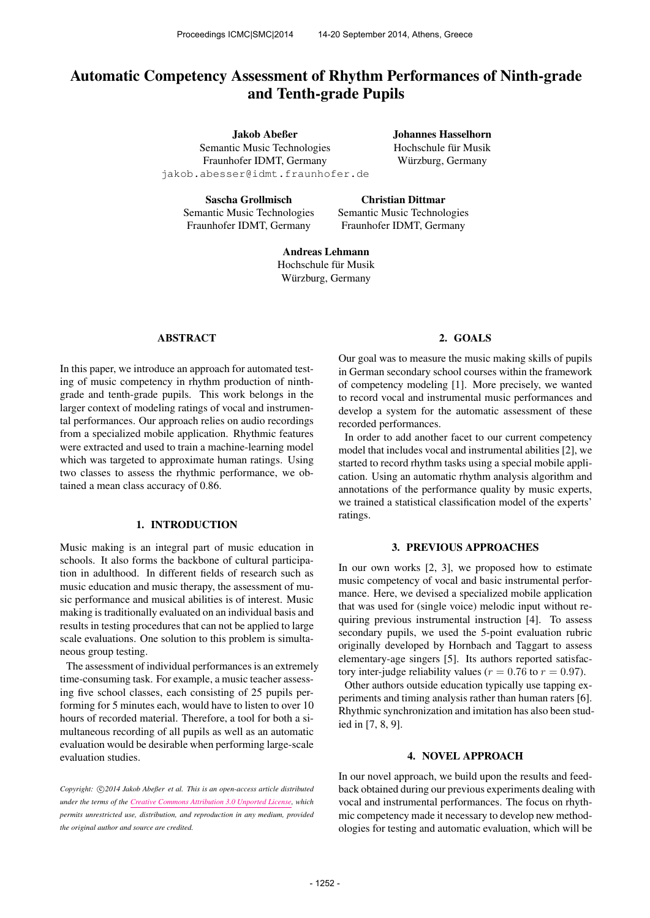# Automatic Competency Assessment of Rhythm Performances of Ninth-grade and Tenth-grade Pupils

**Jakob Abeßer**
Semantic Music Technologies
Fraunhofer IDMT, Germany
jakob.abesser@idmt.fraunhofer.de

**Johannes Hasselhorn**
Hochschule für Musik
Würzburg, Germany

**Sascha Grollmisch**
Semantic Music Technologies
Fraunhofer IDMT, Germany

**Christian Dittmar**
Semantic Music Technologies
Fraunhofer IDMT, Germany

**Andreas Lehmann**
Hochschule für Musik
Würzburg, Germany

## ABSTRACT

In this paper, we introduce an approach for automated testing of music competency in rhythm production of ninth-grade and tenth-grade pupils. This work belongs in the larger context of modeling ratings of vocal and instrumental performances. Our approach relies on audio recordings from a specialized mobile application. Rhythmic features were extracted and used to train a machine-learning model which was targeted to approximate human ratings. Using two classes to assess the rhythmic performance, we obtained a mean class accuracy of 0.86.

## 1. INTRODUCTION

Music making is an integral part of music education in schools. It also forms the backbone of cultural participation in adulthood. In different fields of research such as music education and music therapy, the assessment of music performance and musical abilities is of interest. Music making is traditionally evaluated on an individual basis and results in testing procedures that can not be applied to large scale evaluations. One solution to this problem is simultaneous group testing.

The assessment of individual performances is an extremely time-consuming task. For example, a music teacher assessing five school classes, each consisting of 25 pupils performing for 5 minutes each, would have to listen to over 10 hours of recorded material. Therefore, a tool for both a simultaneous recording of all pupils as well as an automatic evaluation would be desirable when performing large-scale evaluation studies.

*Copyright: ©2014 Jakob Abeßer et al. This is an open-access article distributed under the terms of the Creative Commons Attribution 3.0 Unported License, which permits unrestricted use, distribution, and reproduction in any medium, provided the original author and source are credited.*

## 2. GOALS

Our goal was to measure the music making skills of pupils in German secondary school courses within the framework of competency modeling [1]. More precisely, we wanted to record vocal and instrumental music performances and develop a system for the automatic assessment of these recorded performances.

In order to add another facet to our current competency model that includes vocal and instrumental abilities [2], we started to record rhythm tasks using a special mobile application. Using an automatic rhythm analysis algorithm and annotations of the performance quality by music experts, we trained a statistical classification model of the experts' ratings.

## 3. PREVIOUS APPROACHES

In our own works [2, 3], we proposed how to estimate music competency of vocal and basic instrumental performance. Here, we devised a specialized mobile application that was used for (single voice) melodic input without requiring previous instrumental instruction [4]. To assess secondary pupils, we used the 5-point evaluation rubric originally developed by Hornbach and Taggart to assess elementary-age singers [5]. Its authors reported satisfactory inter-judge reliability values ($r = 0.76$ to $r = 0.97$).

Other authors outside education typically use tapping experiments and timing analysis rather than human raters [6]. Rhythmic synchronization and imitation has also been studied in [7, 8, 9].

## 4. NOVEL APPROACH

In our novel approach, we build upon the results and feedback obtained during our previous experiments dealing with vocal and instrumental performances. The focus on rhythmic competency made it necessary to develop new methodologies for testing and automatic evaluation, which will be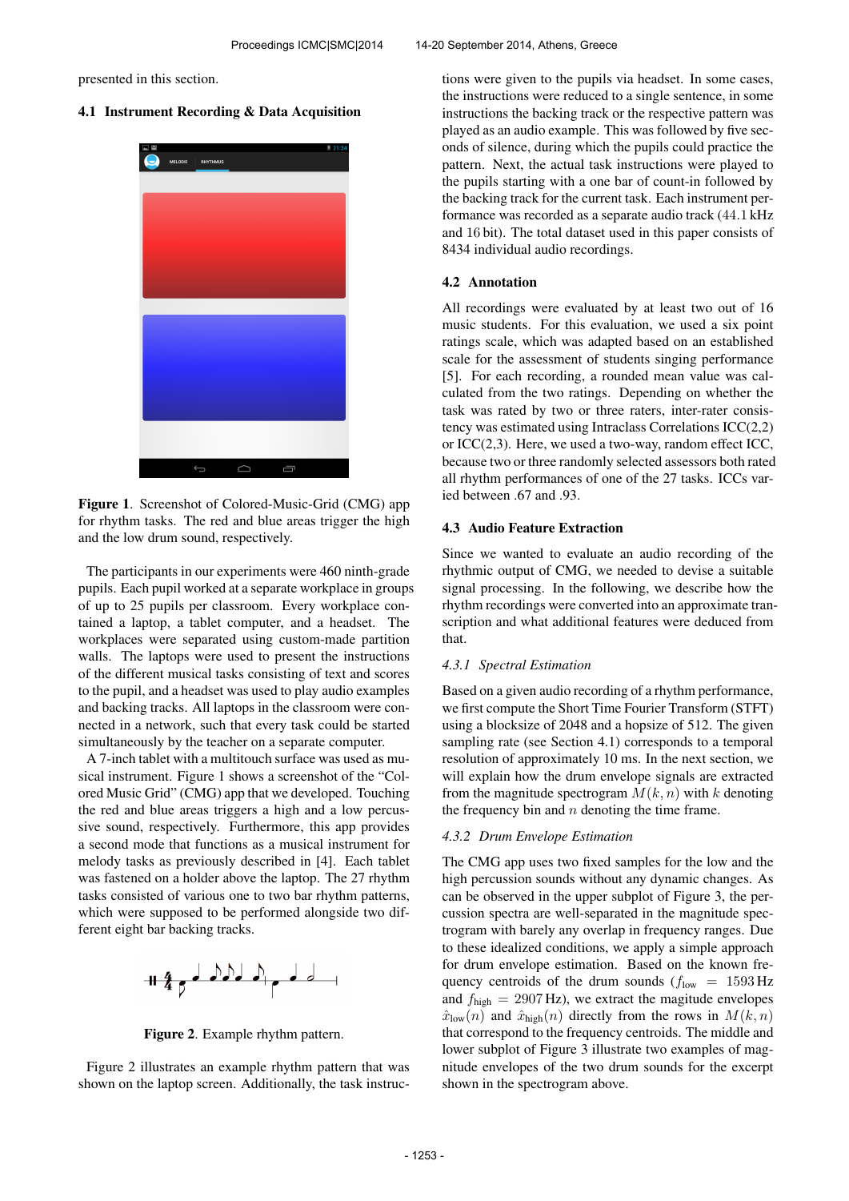presented in this section.

### 4.1 Instrument Recording & Data Acquisition

Figure 1. Screenshot of Colored-Music-Grid (CMG) app for rhythm tasks. The red and blue areas trigger the high and the low drum sound, respectively.

The participants in our experiments were 460 ninth-grade pupils. Each pupil worked at a separate workplace in groups of up to 25 pupils per classroom. Every workplace contained a laptop, a tablet computer, and a headset. The workplaces were separated using custom-made partition walls. The laptops were used to present the instructions of the different musical tasks consisting of text and scores to the pupil, and a headset was used to play audio examples and backing tracks. All laptops in the classroom were connected in a network, such that every task could be started simultaneously by the teacher on a separate computer.

A 7-inch tablet with a multitouch surface was used as musical instrument. Figure 1 shows a screenshot of the "Colored Music Grid" (CMG) app that we developed. Touching the red and blue areas triggers a high and a low percussive sound, respectively. Furthermore, this app provides a second mode that functions as a musical instrument for melody tasks as previously described in [4]. Each tablet was fastened on a holder above the laptop. The 27 rhythm tasks consisted of various one to two bar rhythm patterns, which were supposed to be performed alongside two different eight bar backing tracks.

Figure 2. Example rhythm pattern.

Figure 2 illustrates an example rhythm pattern that was shown on the laptop screen. Additionally, the task instructions were given to the pupils via headset. In some cases, the instructions were reduced to a single sentence, in some instructions the backing track or the respective pattern was played as an audio example. This was followed by five seconds of silence, during which the pupils could practice the pattern. Next, the actual task instructions were played to the pupils starting with a one bar of count-in followed by the backing track for the current task. Each instrument performance was recorded as a separate audio track (44.1 kHz and 16 bit). The total dataset used in this paper consists of 8434 individual audio recordings.

### 4.2 Annotation

All recordings were evaluated by at least two out of 16 music students. For this evaluation, we used a six point ratings scale, which was adapted based on an established scale for the assessment of students singing performance [5]. For each recording, a rounded mean value was calculated from the two ratings. Depending on whether the task was rated by two or three raters, inter-rater consistency was estimated using Intraclass Correlations ICC(2,2) or ICC(2,3). Here, we used a two-way, random effect ICC, because two or three randomly selected assessors both rated all rhythm performances of one of the 27 tasks. ICCs varied between .67 and .93.

### 4.3 Audio Feature Extraction

Since we wanted to evaluate an audio recording of the rhythmic output of CMG, we needed to devise a suitable signal processing. In the following, we describe how the rhythm recordings were converted into an approximate transcription and what additional features were deduced from that.

#### 4.3.1 Spectral Estimation

Based on a given audio recording of a rhythm performance, we first compute the Short Time Fourier Transform (STFT) using a blocksize of 2048 and a hopsize of 512. The given sampling rate (see Section 4.1) corresponds to a temporal resolution of approximately 10 ms. In the next section, we will explain how the drum envelope signals are extracted from the magnitude spectrogram $M(k, n)$ with $k$ denoting the frequency bin and $n$ denoting the time frame.

#### 4.3.2 Drum Envelope Estimation

The CMG app uses two fixed samples for the low and the high percussion sounds without any dynamic changes. As can be observed in the upper subplot of Figure 3, the percussion spectra are well-separated in the magnitude spectrogram with barely any overlap in frequency ranges. Due to these idealized conditions, we apply a simple approach for drum envelope estimation. Based on the known frequency centroids of the drum sounds ($f_{\text{low}} = 1593$ Hz and $f_{\text{high}} = 2907$ Hz), we extract the magitude envelopes $\hat{x}_{\text{low}}(n)$ and $\hat{x}_{\text{high}}(n)$ directly from the rows in $M(k, n)$ that correspond to the frequency centroids. The middle and lower subplot of Figure 3 illustrate two examples of magnitude envelopes of the two drum sounds for the excerpt shown in the spectrogram above.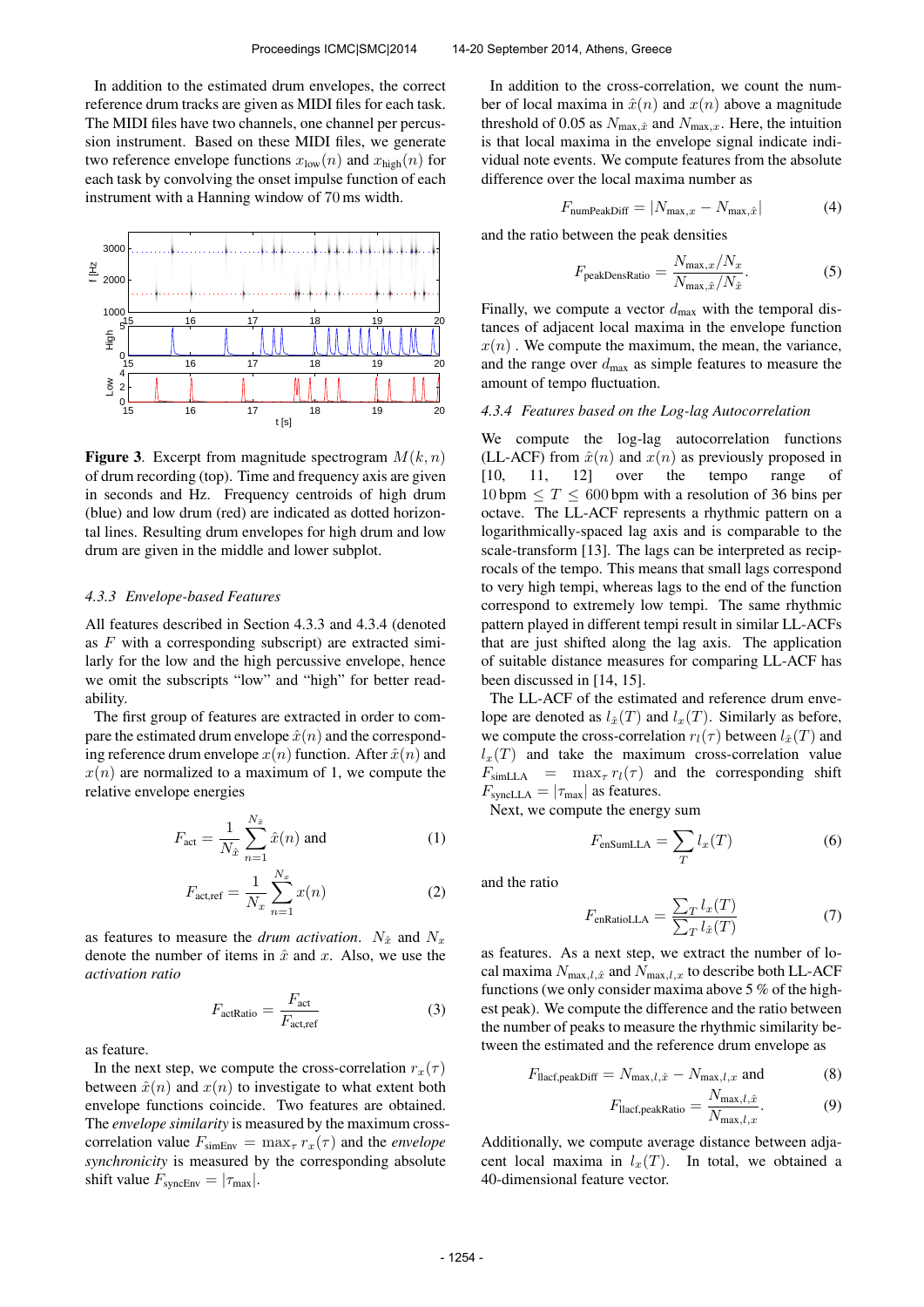In addition to the estimated drum envelopes, the correct reference drum tracks are given as MIDI files for each task. The MIDI files have two channels, one channel per percussion instrument. Based on these MIDI files, we generate two reference envelope functions $x_{\text{low}}(n)$ and $x_{\text{high}}(n)$ for each task by convolving the onset impulse function of each instrument with a Hanning window of 70 ms width.

**Figure 3**. Excerpt from magnitude spectrogram $M(k, n)$ of drum recording (top). Time and frequency axis are given in seconds and Hz. Frequency centroids of high drum (blue) and low drum (red) are indicated as dotted horizontal lines. Resulting drum envelopes for high drum and low drum are given in the middle and lower subplot.

#### 4.3.3 Envelope-based Features

All features described in Section 4.3.3 and 4.3.4 (denoted as $F$ with a corresponding subscript) are extracted similarly for the low and the high percussive envelope, hence we omit the subscripts "low" and "high" for better readability.

The first group of features are extracted in order to compare the estimated drum envelope $\hat{x}(n)$ and the corresponding reference drum envelope $x(n)$ function. After $\hat{x}(n)$ and $x(n)$ are normalized to a maximum of 1, we compute the relative envelope energies

$$F_{\text{act}} = \frac{1}{N_{\hat{x}}} \sum_{n=1}^{N_{\hat{x}}} \hat{x}(n) \text{ and} \tag{1}$$

$$F_{\text{act,ref}} = \frac{1}{N_x} \sum_{n=1}^{N_x} x(n) \tag{2}$$

as features to measure the *drum activation*. $N_{\hat{x}}$ and $N_x$ denote the number of items in $\hat{x}$ and $x$. Also, we use the *activation ratio*

$$F_{\text{actRatio}} = \frac{F_{\text{act}}}{F_{\text{act,ref}}} \tag{3}$$

as feature.

In the next step, we compute the cross-correlation $r_x(\tau)$ between $\hat{x}(n)$ and $x(n)$ to investigate to what extent both envelope functions coincide. Two features are obtained. The *envelope similarity* is measured by the maximum cross-correlation value $F_{\text{simEnv}} = \max_\tau r_x(\tau)$ and the *envelope synchronicity* is measured by the corresponding absolute shift value $F_{\text{syncEnv}} = |\tau_{\text{max}}|$.

In addition to the cross-correlation, we count the number of local maxima in $\hat{x}(n)$ and $x(n)$ above a magnitude threshold of 0.05 as $N_{\text{max},\hat{x}}$ and $N_{\text{max},x}$. Here, the intuition is that local maxima in the envelope signal indicate individual note events. We compute features from the absolute difference over the local maxima number as

$$F_{\text{numPeakDiff}} = |N_{\text{max},x} - N_{\text{max},\hat{x}}| \tag{4}$$

and the ratio between the peak densities

$$F_{\text{peakDensRatio}} = \frac{N_{\text{max},x}/N_x}{N_{\text{max},\hat{x}}/N_{\hat{x}}}. \tag{5}$$

Finally, we compute a vector $d_{\text{max}}$ with the temporal distances of adjacent local maxima in the envelope function $x(n)$. We compute the maximum, the mean, the variance, and the range over $d_{\text{max}}$ as simple features to measure the amount of tempo fluctuation.

#### 4.3.4 Features based on the Log-lag Autocorrelation

We compute the log-lag autocorrelation functions (LL-ACF) from $\hat{x}(n)$ and $x(n)$ as previously proposed in [10, 11, 12] over the tempo range of $10\,\text{bpm} \le T \le 600\,\text{bpm}$ with a resolution of 36 bins per octave. The LL-ACF represents a rhythmic pattern on a logarithmically-spaced lag axis and is comparable to the scale-transform [13]. The lags can be interpreted as reciprocals of the tempo. This means that small lags correspond to very high tempi, whereas lags to the end of the function correspond to extremely low tempi. The same rhythmic pattern played in different tempi result in similar LL-ACFs that are just shifted along the lag axis. The application of suitable distance measures for comparing LL-ACF has been discussed in [14, 15].

The LL-ACF of the estimated and reference drum envelope are denoted as $l_{\hat{x}}(T)$ and $l_x(T)$. Similarly as before, we compute the cross-correlation $r_l(\tau)$ between $l_{\hat{x}}(T)$ and $l_x(T)$ and take the maximum cross-correlation value $F_{\text{simLLA}} = \max_\tau r_l(\tau)$ and the corresponding shift $F_{\text{syncLLA}} = |\tau_{\text{max}}|$ as features.

Next, we compute the energy sum

$$F_{\text{enSumLLA}} = \sum_T l_x(T) \tag{6}$$

and the ratio

$$F_{\text{enRatioLLA}} = \frac{\sum_T l_x(T)}{\sum_T l_{\hat{x}}(T)} \tag{7}$$

as features. As a next step, we extract the number of local maxima $N_{\text{max},l,\hat{x}}$ and $N_{\text{max},l,x}$ to describe both LL-ACF functions (we only consider maxima above 5 % of the highest peak). We compute the difference and the ratio between the number of peaks to measure the rhythmic similarity between the estimated and the reference drum envelope as

$$F_{\text{llacf,peakDiff}} = N_{\text{max},l,\hat{x}} - N_{\text{max},l,x} \text{ and} \tag{8}$$

$$F_{\text{llacf,peakRatio}} = \frac{N_{\text{max},l,\hat{x}}}{N_{\text{max},l,x}}. \tag{9}$$

Additionally, we compute average distance between adjacent local maxima in $l_x(T)$. In total, we obtained a 40-dimensional feature vector.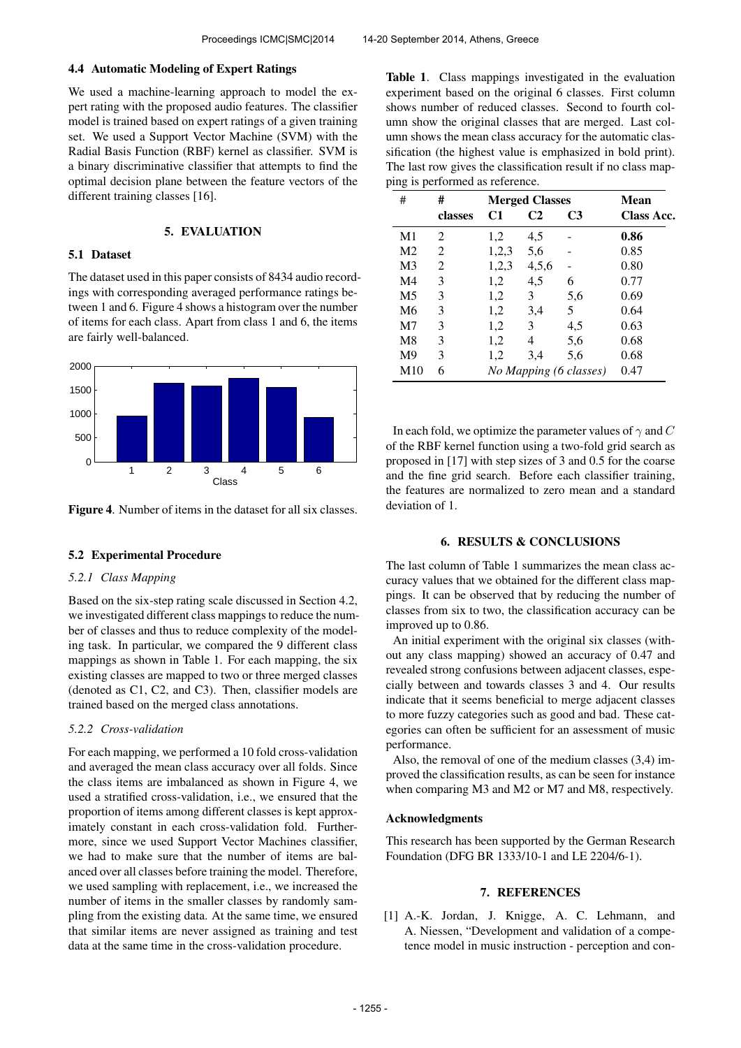### 4.4 Automatic Modeling of Expert Ratings

We used a machine-learning approach to model the expert rating with the proposed audio features. The classifier model is trained based on expert ratings of a given training set. We used a Support Vector Machine (SVM) with the Radial Basis Function (RBF) kernel as classifier. SVM is a binary discriminative classifier that attempts to find the optimal decision plane between the feature vectors of the different training classes [16].

## 5. EVALUATION

### 5.1 Dataset

The dataset used in this paper consists of 8434 audio recordings with corresponding averaged performance ratings between 1 and 6. Figure 4 shows a histogram over the number of items for each class. Apart from class 1 and 6, the items are fairly well-balanced.

**Figure 4**. Number of items in the dataset for all six classes.

### 5.2 Experimental Procedure

#### *5.2.1 Class Mapping*

Based on the six-step rating scale discussed in Section 4.2, we investigated different class mappings to reduce the number of classes and thus to reduce complexity of the modeling task. In particular, we compared the 9 different class mappings as shown in Table 1. For each mapping, the six existing classes are mapped to two or three merged classes (denoted as C1, C2, and C3). Then, classifier models are trained based on the merged class annotations.

#### *5.2.2 Cross-validation*

For each mapping, we performed a 10 fold cross-validation and averaged the mean class accuracy over all folds. Since the class items are imbalanced as shown in Figure 4, we used a stratified cross-validation, i.e., we ensured that the proportion of items among different classes is kept approximately constant in each cross-validation fold. Furthermore, since we used Support Vector Machines classifier, we had to make sure that the number of items are balanced over all classes before training the model. Therefore, we used sampling with replacement, i.e., we increased the number of items in the smaller classes by randomly sampling from the existing data. At the same time, we ensured that similar items are never assigned as training and test data at the same time in the cross-validation procedure.

**Table 1**. Class mappings investigated in the evaluation experiment based on the original 6 classes. First column shows number of reduced classes. Second to fourth column show the original classes that are merged. Last column shows the mean class accuracy for the automatic classification (the highest value is emphasized in bold print). The last row gives the classification result if no class mapping is performed as reference.

| # | # classes | Merged Classes C1 | C2 | C3 | Mean Class Acc. |
|---|---|---|---|---|---|
| M1 | 2 | 1,2 | 4,5 | - | **0.86** |
| M2 | 2 | 1,2,3 | 5,6 | - | 0.85 |
| M3 | 2 | 1,2,3 | 4,5,6 | - | 0.80 |
| M4 | 3 | 1,2 | 4,5 | 6 | 0.77 |
| M5 | 3 | 1,2 | 3 | 5,6 | 0.69 |
| M6 | 3 | 1,2 | 3,4 | 5 | 0.64 |
| M7 | 3 | 1,2 | 3 | 4,5 | 0.63 |
| M8 | 3 | 1,2 | 4 | 5,6 | 0.68 |
| M9 | 3 | 1,2 | 3,4 | 5,6 | 0.68 |
| M10 | 6 | *No Mapping (6 classes)* | | | 0.47 |

In each fold, we optimize the parameter values of $\gamma$ and $C$ of the RBF kernel function using a two-fold grid search as proposed in [17] with step sizes of 3 and 0.5 for the coarse and the fine grid search. Before each classifier training, the features are normalized to zero mean and a standard deviation of 1.

## 6. RESULTS & CONCLUSIONS

The last column of Table 1 summarizes the mean class accuracy values that we obtained for the different class mappings. It can be observed that by reducing the number of classes from six to two, the classification accuracy can be improved up to 0.86.

An initial experiment with the original six classes (without any class mapping) showed an accuracy of 0.47 and revealed strong confusions between adjacent classes, especially between and towards classes 3 and 4. Our results indicate that it seems beneficial to merge adjacent classes to more fuzzy categories such as good and bad. These categories can often be sufficient for an assessment of music performance.

Also, the removal of one of the medium classes (3,4) improved the classification results, as can be seen for instance when comparing M3 and M2 or M7 and M8, respectively.

### Acknowledgments

This research has been supported by the German Research Foundation (DFG BR 1333/10-1 and LE 2204/6-1).

## 7. REFERENCES

[1] A.-K. Jordan, J. Knigge, A. C. Lehmann, and A. Niessen, "Development and validation of a competence model in music instruction - perception and con-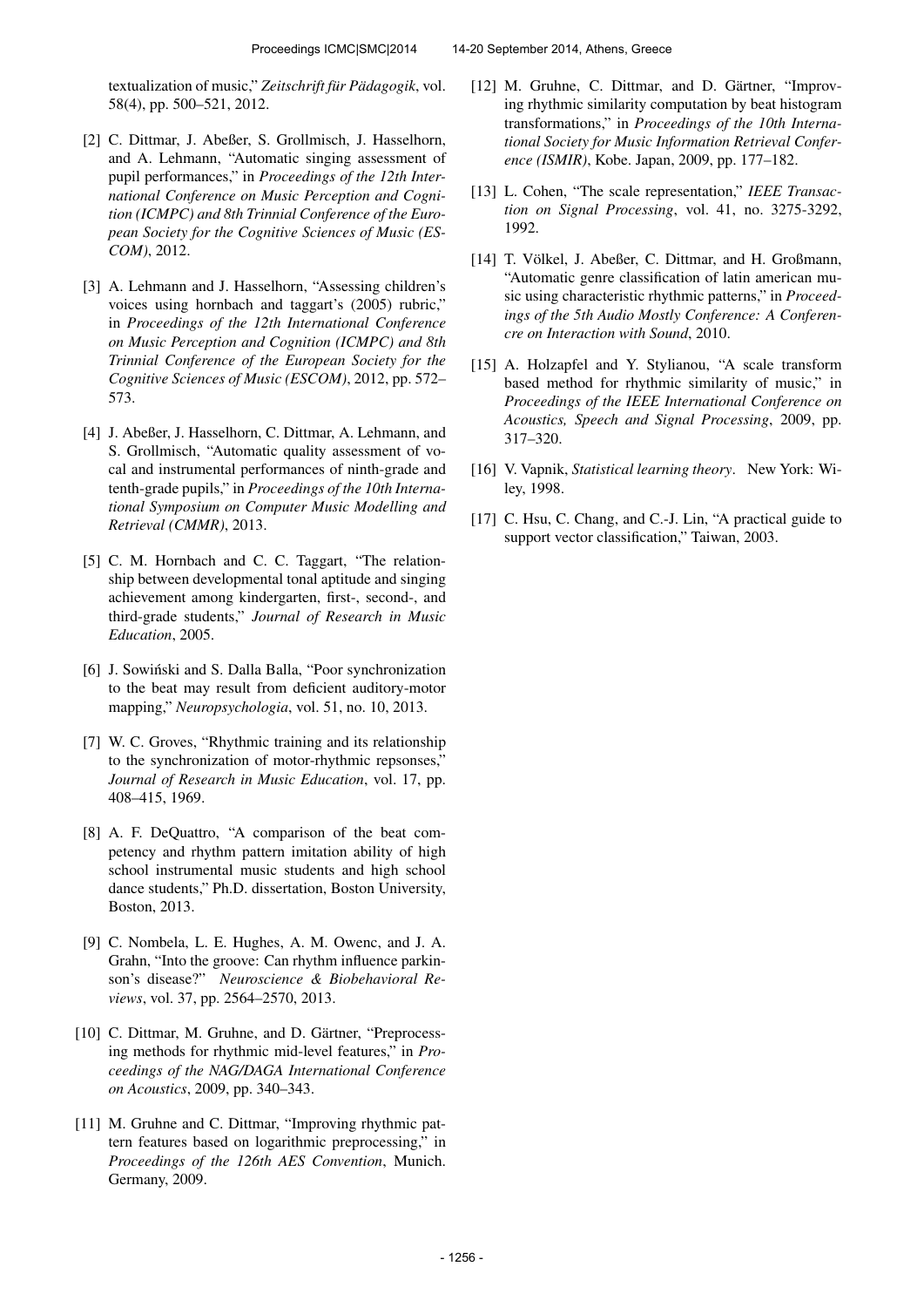textualization of music," *Zeitschrift für Pädagogik*, vol. 58(4), pp. 500–521, 2012.

[2] C. Dittmar, J. Abeßer, S. Grollmisch, J. Hasselhorn, and A. Lehmann, "Automatic singing assessment of pupil performances," in *Proceedings of the 12th International Conference on Music Perception and Cognition (ICMPC) and 8th Trinnial Conference of the European Society for the Cognitive Sciences of Music (ESCOM)*, 2012.

[3] A. Lehmann and J. Hasselhorn, "Assessing children's voices using hornbach and taggart's (2005) rubric," in *Proceedings of the 12th International Conference on Music Perception and Cognition (ICMPC) and 8th Trinnial Conference of the European Society for the Cognitive Sciences of Music (ESCOM)*, 2012, pp. 572–573.

[4] J. Abeßer, J. Hasselhorn, C. Dittmar, A. Lehmann, and S. Grollmisch, "Automatic quality assessment of vocal and instrumental performances of ninth-grade and tenth-grade pupils," in *Proceedings of the 10th International Symposium on Computer Music Modelling and Retrieval (CMMR)*, 2013.

[5] C. M. Hornbach and C. C. Taggart, "The relationship between developmental tonal aptitude and singing achievement among kindergarten, first-, second-, and third-grade students," *Journal of Research in Music Education*, 2005.

[6] J. Sowiński and S. Dalla Balla, "Poor synchronization to the beat may result from deficient auditory-motor mapping," *Neuropsychologia*, vol. 51, no. 10, 2013.

[7] W. C. Groves, "Rhythmic training and its relationship to the synchronization of motor-rhythmic repsonses," *Journal of Research in Music Education*, vol. 17, pp. 408–415, 1969.

[8] A. F. DeQuattro, "A comparison of the beat competency and rhythm pattern imitation ability of high school instrumental music students and high school dance students," Ph.D. dissertation, Boston University, Boston, 2013.

[9] C. Nombela, L. E. Hughes, A. M. Owenc, and J. A. Grahn, "Into the groove: Can rhythm influence parkinson's disease?" *Neuroscience & Biobehavioral Reviews*, vol. 37, pp. 2564–2570, 2013.

[10] C. Dittmar, M. Gruhne, and D. Gärtner, "Preprocessing methods for rhythmic mid-level features," in *Proceedings of the NAG/DAGA International Conference on Acoustics*, 2009, pp. 340–343.

[11] M. Gruhne and C. Dittmar, "Improving rhythmic pattern features based on logarithmic preprocessing," in *Proceedings of the 126th AES Convention*, Munich. Germany, 2009.

[12] M. Gruhne, C. Dittmar, and D. Gärtner, "Improving rhythmic similarity computation by beat histogram transformations," in *Proceedings of the 10th International Society for Music Information Retrieval Conference (ISMIR)*, Kobe. Japan, 2009, pp. 177–182.

[13] L. Cohen, "The scale representation," *IEEE Transaction on Signal Processing*, vol. 41, no. 3275-3292, 1992.

[14] T. Völkel, J. Abeßer, C. Dittmar, and H. Großmann, "Automatic genre classification of latin american music using characteristic rhythmic patterns," in *Proceedings of the 5th Audio Mostly Conference: A Conferencre on Interaction with Sound*, 2010.

[15] A. Holzapfel and Y. Stylianou, "A scale transform based method for rhythmic similarity of music," in *Proceedings of the IEEE International Conference on Acoustics, Speech and Signal Processing*, 2009, pp. 317–320.

[16] V. Vapnik, *Statistical learning theory*. New York: Wiley, 1998.

[17] C. Hsu, C. Chang, and C.-J. Lin, "A practical guide to support vector classification," Taiwan, 2003.